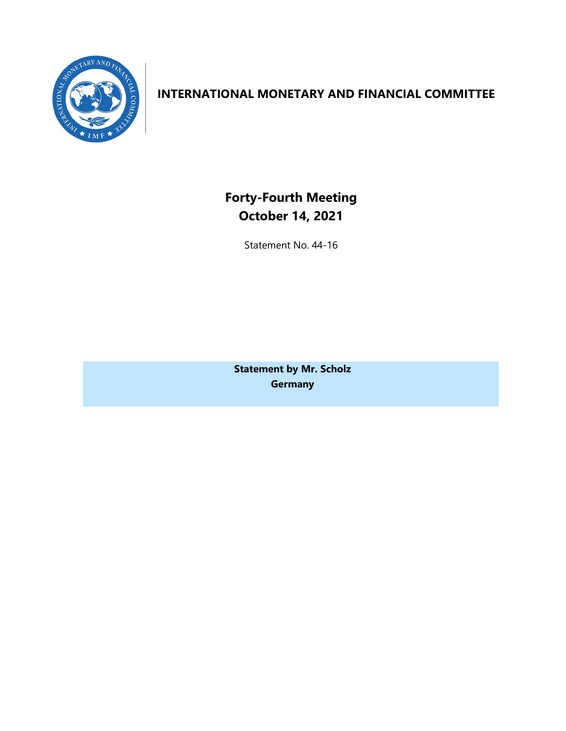# INTERNATIONAL MONETARY AND FINANCIAL COMMITTEE

## Forty-Fourth Meeting
## October 14, 2021

Statement No. 44-16

**Statement by Mr. Scholz**
**Germany**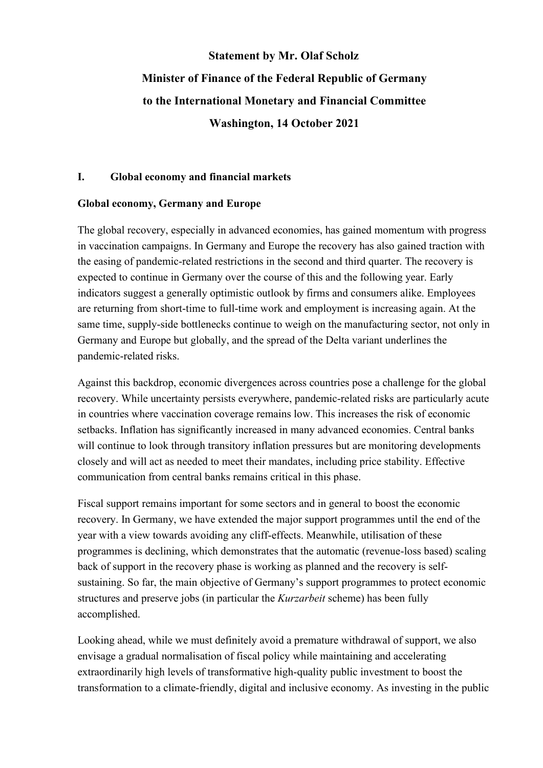**Statement by Mr. Olaf Scholz**

**Minister of Finance of the Federal Republic of Germany**

**to the International Monetary and Financial Committee**

**Washington, 14 October 2021**

## I. Global economy and financial markets

### Global economy, Germany and Europe

The global recovery, especially in advanced economies, has gained momentum with progress in vaccination campaigns. In Germany and Europe the recovery has also gained traction with the easing of pandemic-related restrictions in the second and third quarter. The recovery is expected to continue in Germany over the course of this and the following year. Early indicators suggest a generally optimistic outlook by firms and consumers alike. Employees are returning from short-time to full-time work and employment is increasing again. At the same time, supply-side bottlenecks continue to weigh on the manufacturing sector, not only in Germany and Europe but globally, and the spread of the Delta variant underlines the pandemic-related risks.

Against this backdrop, economic divergences across countries pose a challenge for the global recovery. While uncertainty persists everywhere, pandemic-related risks are particularly acute in countries where vaccination coverage remains low. This increases the risk of economic setbacks. Inflation has significantly increased in many advanced economies. Central banks will continue to look through transitory inflation pressures but are monitoring developments closely and will act as needed to meet their mandates, including price stability. Effective communication from central banks remains critical in this phase.

Fiscal support remains important for some sectors and in general to boost the economic recovery. In Germany, we have extended the major support programmes until the end of the year with a view towards avoiding any cliff-effects. Meanwhile, utilisation of these programmes is declining, which demonstrates that the automatic (revenue-loss based) scaling back of support in the recovery phase is working as planned and the recovery is self-sustaining. So far, the main objective of Germany's support programmes to protect economic structures and preserve jobs (in particular the *Kurzarbeit* scheme) has been fully accomplished.

Looking ahead, while we must definitely avoid a premature withdrawal of support, we also envisage a gradual normalisation of fiscal policy while maintaining and accelerating extraordinarily high levels of transformative high-quality public investment to boost the transformation to a climate-friendly, digital and inclusive economy. As investing in the public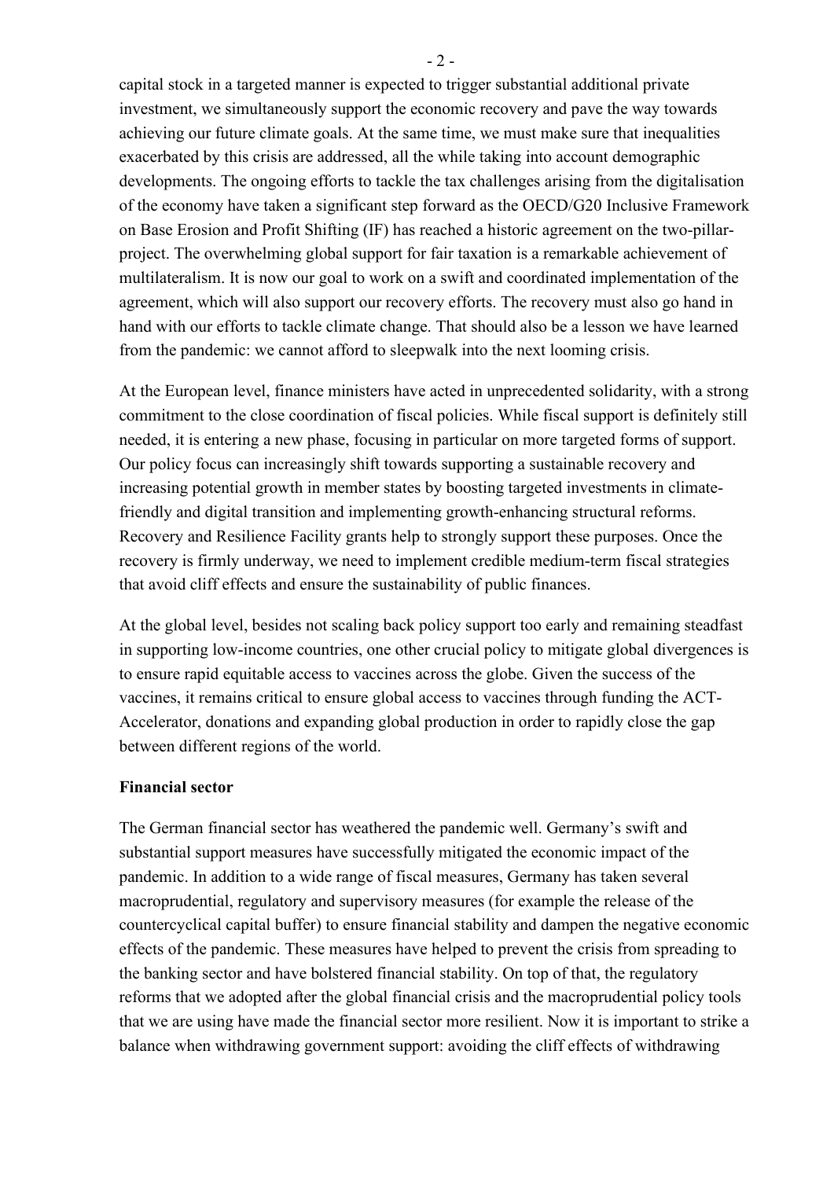capital stock in a targeted manner is expected to trigger substantial additional private investment, we simultaneously support the economic recovery and pave the way towards achieving our future climate goals. At the same time, we must make sure that inequalities exacerbated by this crisis are addressed, all the while taking into account demographic developments. The ongoing efforts to tackle the tax challenges arising from the digitalisation of the economy have taken a significant step forward as the OECD/G20 Inclusive Framework on Base Erosion and Profit Shifting (IF) has reached a historic agreement on the two-pillar-project. The overwhelming global support for fair taxation is a remarkable achievement of multilateralism. It is now our goal to work on a swift and coordinated implementation of the agreement, which will also support our recovery efforts. The recovery must also go hand in hand with our efforts to tackle climate change. That should also be a lesson we have learned from the pandemic: we cannot afford to sleepwalk into the next looming crisis.

At the European level, finance ministers have acted in unprecedented solidarity, with a strong commitment to the close coordination of fiscal policies. While fiscal support is definitely still needed, it is entering a new phase, focusing in particular on more targeted forms of support. Our policy focus can increasingly shift towards supporting a sustainable recovery and increasing potential growth in member states by boosting targeted investments in climate-friendly and digital transition and implementing growth-enhancing structural reforms. Recovery and Resilience Facility grants help to strongly support these purposes. Once the recovery is firmly underway, we need to implement credible medium-term fiscal strategies that avoid cliff effects and ensure the sustainability of public finances.

At the global level, besides not scaling back policy support too early and remaining steadfast in supporting low-income countries, one other crucial policy to mitigate global divergences is to ensure rapid equitable access to vaccines across the globe. Given the success of the vaccines, it remains critical to ensure global access to vaccines through funding the ACT-Accelerator, donations and expanding global production in order to rapidly close the gap between different regions of the world.

**Financial sector**

The German financial sector has weathered the pandemic well. Germany's swift and substantial support measures have successfully mitigated the economic impact of the pandemic. In addition to a wide range of fiscal measures, Germany has taken several macroprudential, regulatory and supervisory measures (for example the release of the countercyclical capital buffer) to ensure financial stability and dampen the negative economic effects of the pandemic. These measures have helped to prevent the crisis from spreading to the banking sector and have bolstered financial stability. On top of that, the regulatory reforms that we adopted after the global financial crisis and the macroprudential policy tools that we are using have made the financial sector more resilient. Now it is important to strike a balance when withdrawing government support: avoiding the cliff effects of withdrawing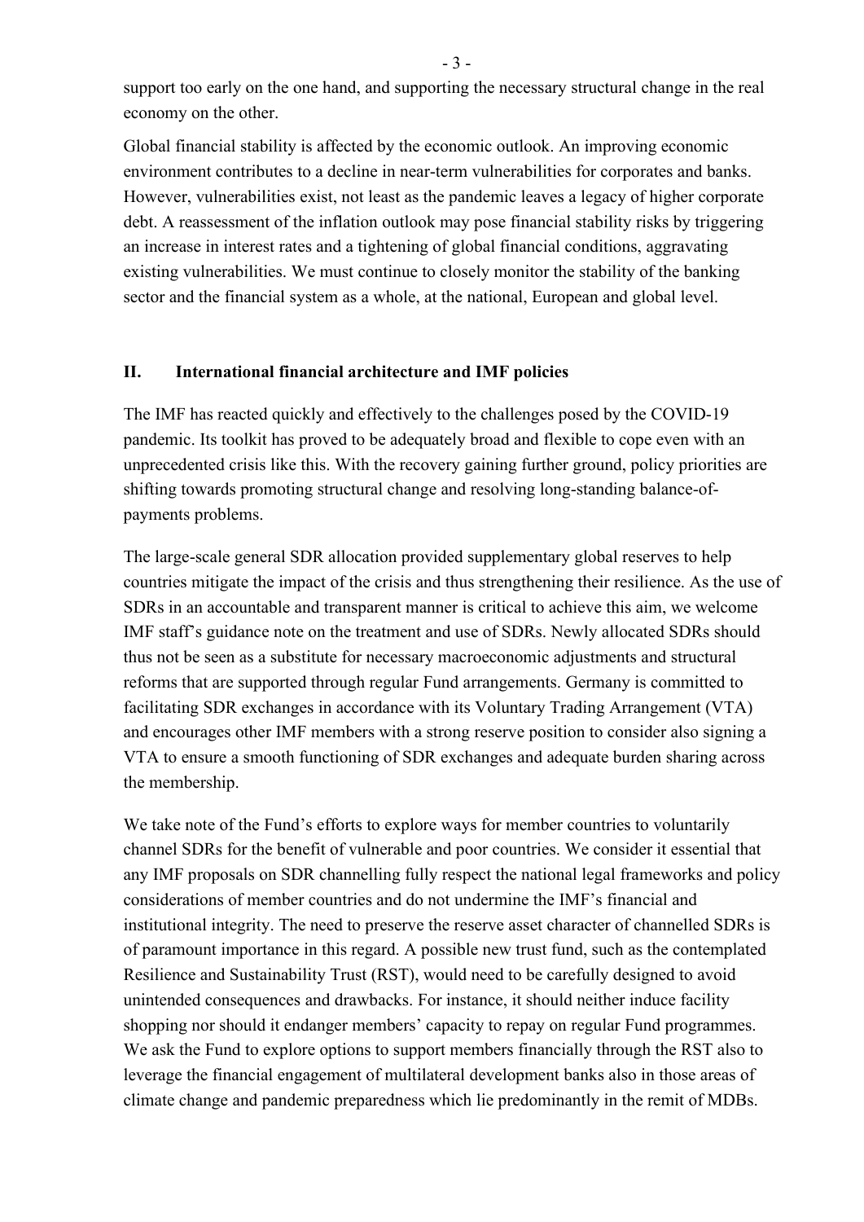support too early on the one hand, and supporting the necessary structural change in the real economy on the other.

Global financial stability is affected by the economic outlook. An improving economic environment contributes to a decline in near-term vulnerabilities for corporates and banks. However, vulnerabilities exist, not least as the pandemic leaves a legacy of higher corporate debt. A reassessment of the inflation outlook may pose financial stability risks by triggering an increase in interest rates and a tightening of global financial conditions, aggravating existing vulnerabilities. We must continue to closely monitor the stability of the banking sector and the financial system as a whole, at the national, European and global level.

## II. International financial architecture and IMF policies

The IMF has reacted quickly and effectively to the challenges posed by the COVID-19 pandemic. Its toolkit has proved to be adequately broad and flexible to cope even with an unprecedented crisis like this. With the recovery gaining further ground, policy priorities are shifting towards promoting structural change and resolving long-standing balance-of-payments problems.

The large-scale general SDR allocation provided supplementary global reserves to help countries mitigate the impact of the crisis and thus strengthening their resilience. As the use of SDRs in an accountable and transparent manner is critical to achieve this aim, we welcome IMF staff's guidance note on the treatment and use of SDRs. Newly allocated SDRs should thus not be seen as a substitute for necessary macroeconomic adjustments and structural reforms that are supported through regular Fund arrangements. Germany is committed to facilitating SDR exchanges in accordance with its Voluntary Trading Arrangement (VTA) and encourages other IMF members with a strong reserve position to consider also signing a VTA to ensure a smooth functioning of SDR exchanges and adequate burden sharing across the membership.

We take note of the Fund's efforts to explore ways for member countries to voluntarily channel SDRs for the benefit of vulnerable and poor countries. We consider it essential that any IMF proposals on SDR channelling fully respect the national legal frameworks and policy considerations of member countries and do not undermine the IMF's financial and institutional integrity. The need to preserve the reserve asset character of channelled SDRs is of paramount importance in this regard. A possible new trust fund, such as the contemplated Resilience and Sustainability Trust (RST), would need to be carefully designed to avoid unintended consequences and drawbacks. For instance, it should neither induce facility shopping nor should it endanger members' capacity to repay on regular Fund programmes. We ask the Fund to explore options to support members financially through the RST also to leverage the financial engagement of multilateral development banks also in those areas of climate change and pandemic preparedness which lie predominantly in the remit of MDBs.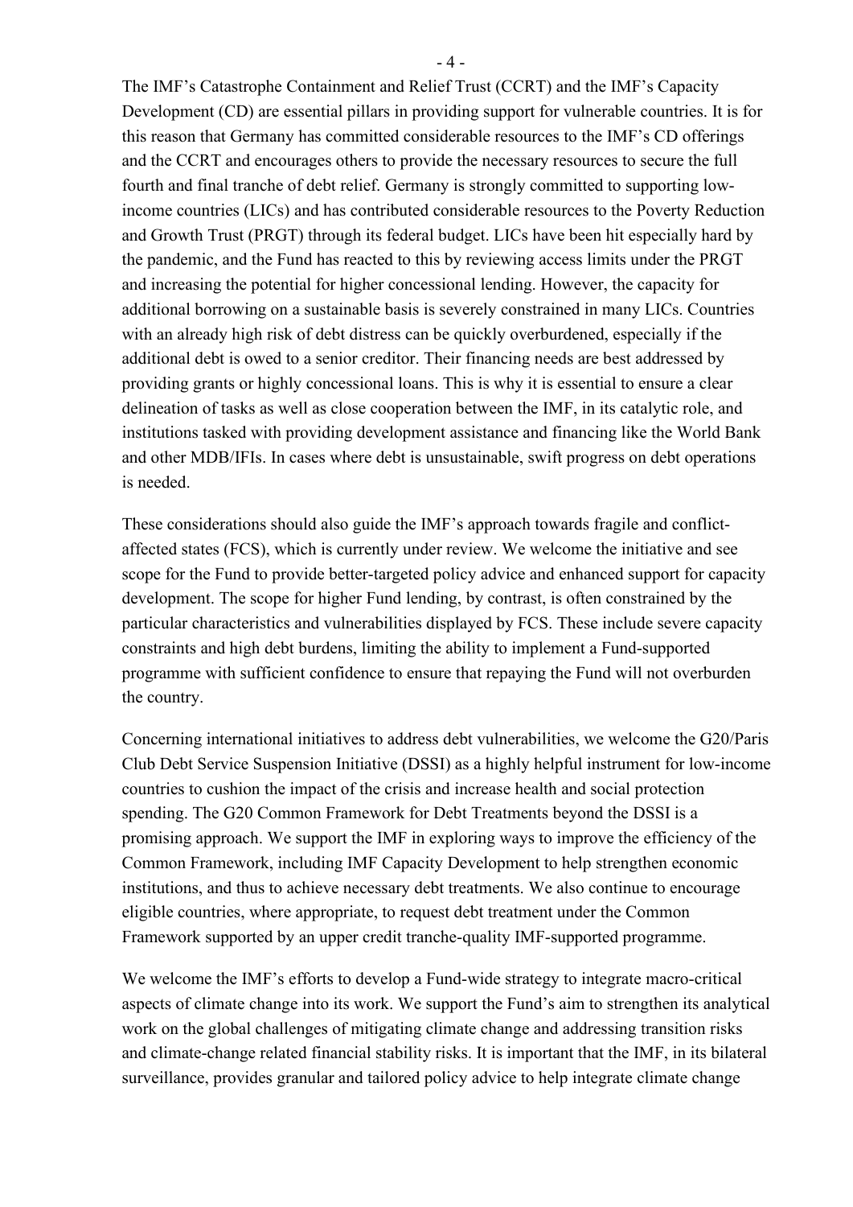The IMF's Catastrophe Containment and Relief Trust (CCRT) and the IMF's Capacity Development (CD) are essential pillars in providing support for vulnerable countries. It is for this reason that Germany has committed considerable resources to the IMF's CD offerings and the CCRT and encourages others to provide the necessary resources to secure the full fourth and final tranche of debt relief. Germany is strongly committed to supporting low-income countries (LICs) and has contributed considerable resources to the Poverty Reduction and Growth Trust (PRGT) through its federal budget. LICs have been hit especially hard by the pandemic, and the Fund has reacted to this by reviewing access limits under the PRGT and increasing the potential for higher concessional lending. However, the capacity for additional borrowing on a sustainable basis is severely constrained in many LICs. Countries with an already high risk of debt distress can be quickly overburdened, especially if the additional debt is owed to a senior creditor. Their financing needs are best addressed by providing grants or highly concessional loans. This is why it is essential to ensure a clear delineation of tasks as well as close cooperation between the IMF, in its catalytic role, and institutions tasked with providing development assistance and financing like the World Bank and other MDB/IFIs. In cases where debt is unsustainable, swift progress on debt operations is needed.

These considerations should also guide the IMF's approach towards fragile and conflict-affected states (FCS), which is currently under review. We welcome the initiative and see scope for the Fund to provide better-targeted policy advice and enhanced support for capacity development. The scope for higher Fund lending, by contrast, is often constrained by the particular characteristics and vulnerabilities displayed by FCS. These include severe capacity constraints and high debt burdens, limiting the ability to implement a Fund-supported programme with sufficient confidence to ensure that repaying the Fund will not overburden the country.

Concerning international initiatives to address debt vulnerabilities, we welcome the G20/Paris Club Debt Service Suspension Initiative (DSSI) as a highly helpful instrument for low-income countries to cushion the impact of the crisis and increase health and social protection spending. The G20 Common Framework for Debt Treatments beyond the DSSI is a promising approach. We support the IMF in exploring ways to improve the efficiency of the Common Framework, including IMF Capacity Development to help strengthen economic institutions, and thus to achieve necessary debt treatments. We also continue to encourage eligible countries, where appropriate, to request debt treatment under the Common Framework supported by an upper credit tranche-quality IMF-supported programme.

We welcome the IMF's efforts to develop a Fund-wide strategy to integrate macro-critical aspects of climate change into its work. We support the Fund's aim to strengthen its analytical work on the global challenges of mitigating climate change and addressing transition risks and climate-change related financial stability risks. It is important that the IMF, in its bilateral surveillance, provides granular and tailored policy advice to help integrate climate change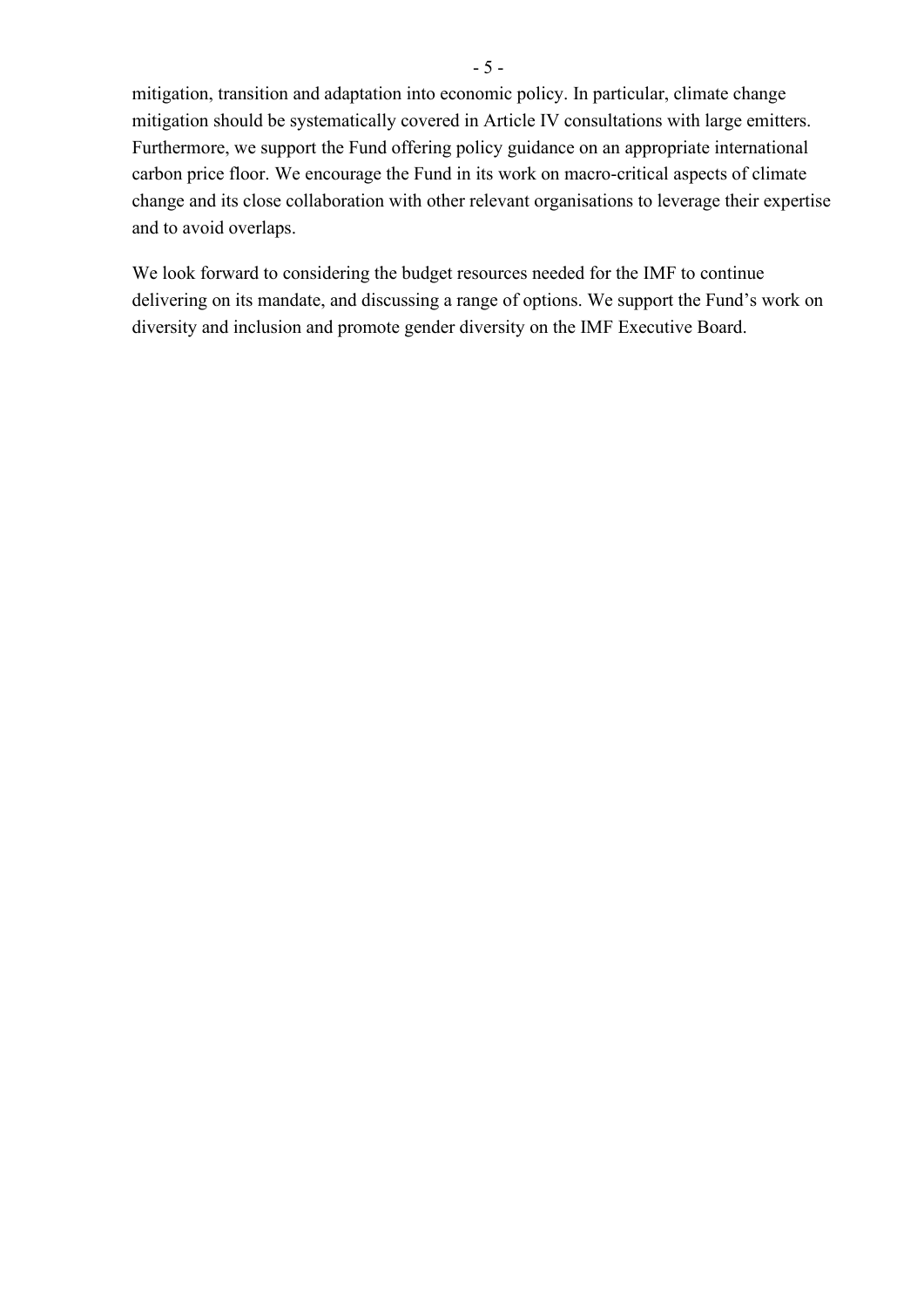mitigation, transition and adaptation into economic policy. In particular, climate change mitigation should be systematically covered in Article IV consultations with large emitters. Furthermore, we support the Fund offering policy guidance on an appropriate international carbon price floor. We encourage the Fund in its work on macro-critical aspects of climate change and its close collaboration with other relevant organisations to leverage their expertise and to avoid overlaps.

We look forward to considering the budget resources needed for the IMF to continue delivering on its mandate, and discussing a range of options. We support the Fund's work on diversity and inclusion and promote gender diversity on the IMF Executive Board.